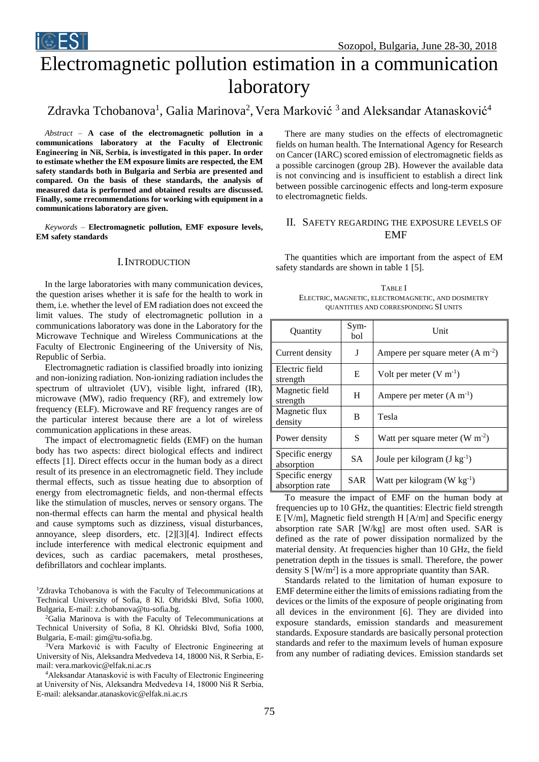# Electromagnetic pollution estimation in a communication laboratory

Zdravka Tchobanova[1], Galia Marinova[2], Vera Marković [3] and Aleksandar Atanasković[4]

*Abstract* – **A case of the electromagnetic pollution in a communications laboratory at the Faculty of Electronic Engineering in Niš, Serbia, is investigated in this paper. In order to estimate whether the EM exposure limits are respected, the EM safety standards both in Bulgaria and Serbia are presented and compared. On the basis of these standards, the analysis of measured data is performed and obtained results are discussed. Finally, some rrecommendations for working with equipment in a communications laboratory are given.**

*Keywords* – **Electromagnetic pollution, EMF exposure levels, EM safety standards**

## I. Introduction

In the large laboratories with many communication devices, the question arises whether it is safe for the health to work in them, i.e. whether the level of EM radiation does not exceed the limit values. The study of electromagnetic pollution in a communications laboratory was done in the Laboratory for the Microwave Technique and Wireless Communications at the Faculty of Electronic Engineering of the University of Nis, Republic of Serbia.

Electromagnetic radiation is classified broadly into ionizing and non-ionizing radiation. Non-ionizing radiation includes the spectrum of ultraviolet (UV), visible light, infrared (IR), microwave (MW), radio frequency (RF), and extremely low frequency (ELF). Microwave and RF frequency ranges are of the particular interest because there are a lot of wireless communication applications in these areas.

The impact of electromagnetic fields (EMF) on the human body has two aspects: direct biological effects and indirect effects [1]. Direct effects occur in the human body as a direct result of its presence in an electromagnetic field. They include thermal effects, such as tissue heating due to absorption of energy from electromagnetic fields, and non-thermal effects like the stimulation of muscles, nerves or sensory organs. The non-thermal effects can harm the mental and physical health and cause symptoms such as dizziness, visual disturbances, annoyance, sleep disorders, etc. [2][3][4]. Indirect effects include interference with medical electronic equipment and devices, such as cardiac pacemakers, metal prostheses, defibrillators and cochlear implants.

[1]Zdravka Tchobanova is with the Faculty of Telecommunications at Technical University of Sofia, 8 Kl. Ohridski Blvd, Sofia 1000, Bulgaria, E-mail: z.chobanova@tu-sofia.bg.

[2]Galia Marinova is with the Faculty of Telecommunications at Technical University of Sofia, 8 Kl. Ohridski Blvd, Sofia 1000, Bulgaria, E-mail: gim@tu-sofia.bg.

[3]Vera Marković is with Faculty of Electronic Engineering at University of Nis, Aleksandra Medvedeva 14, 18000 Niš, R Serbia, E-mail: vera.markovic@elfak.ni.ac.rs

[4]Aleksandar Atanasković is with Faculty of Electronic Engineering at University of Nis, Aleksandra Medvedeva 14, 18000 Niš R Serbia, E-mail: aleksandar.atanaskovic@elfak.ni.ac.rs

There are many studies on the effects of electromagnetic fields on human health. The International Agency for Research on Cancer (IARC) scored emission of electromagnetic fields as a possible carcinogen (group 2B). However the available data is not convincing and is insufficient to establish a direct link between possible carcinogenic effects and long-term exposure to electromagnetic fields.

## II. Safety regarding the exposure levels of EMF

The quantities which are important from the aspect of EM safety standards are shown in table 1 [5].

TABLE I
ELECTRIC, MAGNETIC, ELECTROMAGNETIC, AND DOSIMETRY QUANTITIES AND CORRESPONDING SI UNITS

| Quantity | Symbol | Unit |
|---|---|---|
| Current density | J | Ampere per square meter (A $m^{-2}$) |
| Electric field strength | E | Volt per meter (V $m^{-1}$) |
| Magnetic field strength | H | Ampere per meter (A $m^{-1}$) |
| Magnetic flux density | B | Tesla |
| Power density | S | Watt per square meter (W $m^{-2}$) |
| Specific energy absorption | SA | Joule per kilogram (J $kg^{-1}$) |
| Specific energy absorption rate | SAR | Watt per kilogram (W $kg^{-1}$) |

To measure the impact of EMF on the human body at frequencies up to 10 GHz, the quantities: Electric field strength E [V/m], Magnetic field strength H [A/m] and Specific energy absorption rate SAR [W/kg] are most often used. SAR is defined as the rate of power dissipation normalized by the material density. At frequencies higher than 10 GHz, the field penetration depth in the tissues is small. Therefore, the power density S [W/$m^2$] is a more appropriate quantity than SAR.

Standards related to the limitation of human exposure to EMF determine either the limits of emissions radiating from the devices or the limits of the exposure of people originating from all devices in the environment [6]. They are divided into exposure standards, emission standards and measurement standards. Exposure standards are basically personal protection standards and refer to the maximum levels of human exposure from any number of radiating devices. Emission standards set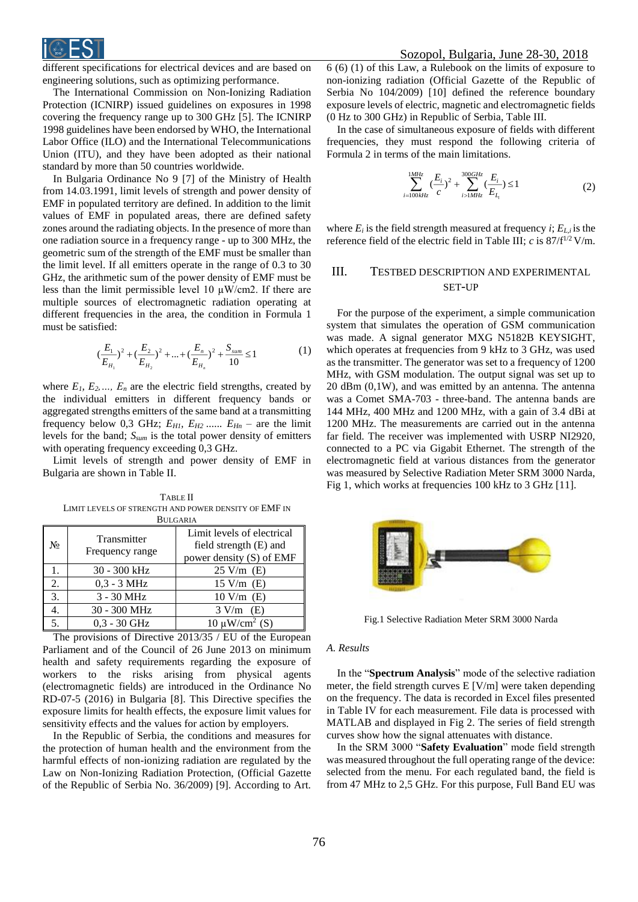different specifications for electrical devices and are based on engineering solutions, such as optimizing performance.

The International Commission on Non-Ionizing Radiation Protection (ICNIRP) issued guidelines on exposures in 1998 covering the frequency range up to 300 GHz [5]. The ICNIRP 1998 guidelines have been endorsed by WHO, the International Labor Office (ILO) and the International Telecommunications Union (ITU), and they have been adopted as their national standard by more than 50 countries worldwide.

In Bulgaria Ordinance No 9 [7] of the Ministry of Health from 14.03.1991, limit levels of strength and power density of EMF in populated territory are defined. In addition to the limit values of EMF in populated areas, there are defined safety zones around the radiating objects. In the presence of more than one radiation source in a frequency range - up to 300 MHz, the geometric sum of the strength of the EMF must be smaller than the limit level. If all emitters operate in the range of 0.3 to 30 GHz, the arithmetic sum of the power density of EMF must be less than the limit permissible level 10 μW/cm2. If there are multiple sources of electromagnetic radiation operating at different frequencies in the area, the condition in Formula 1 must be satisfied:

$$(\frac{E_1}{E_{H_1}})^2 + (\frac{E_2}{E_{H_2}})^2 + ... + (\frac{E_n}{E_{H_n}})^2 + \frac{S_{sum}}{10} \leq 1 \qquad (1)$$

where $E_1, E_2, ..., E_n$ are the electric field strengths, created by the individual emitters in different frequency bands or aggregated strengths emitters of the same band at a transmitting frequency below 0,3 GHz; $E_{H1}$, $E_{H2}$ ...... $E_{Hn}$ – are the limit levels for the band; $S_{sum}$ is the total power density of emitters with operating frequency exceeding 0,3 GHz.

Limit levels of strength and power density of EMF in Bulgaria are shown in Table II.

TABLE II
LIMIT LEVELS OF STRENGTH AND POWER DENSITY OF EMF IN BULGARIA

| № | Transmitter Frequency range | Limit levels of electrical field strength (E) and power density (S) of EMF |
|---|---|---|
| 1. | 30 - 300 kHz | 25 V/m (E) |
| 2. | 0,3 - 3 MHz | 15 V/m (E) |
| 3. | 3 - 30 MHz | 10 V/m (E) |
| 4. | 30 - 300 MHz | 3 V/m (E) |
| 5. | 0,3 - 30 GHz | 10 μW/cm$^2$ (S) |

The provisions of Directive 2013/35 / EU of the European Parliament and of the Council of 26 June 2013 on minimum health and safety requirements regarding the exposure of workers to the risks arising from physical agents (electromagnetic fields) are introduced in the Ordinance No RD-07-5 (2016) in Bulgaria [8]. This Directive specifies the exposure limits for health effects, the exposure limit values for sensitivity effects and the values for action by employers.

In the Republic of Serbia, the conditions and measures for the protection of human health and the environment from the harmful effects of non-ionizing radiation are regulated by the Law on Non-Ionizing Radiation Protection, (Official Gazette of the Republic of Serbia No. 36/2009) [9]. According to Art. 6 (6) (1) of this Law, a Rulebook on the limits of exposure to non-ionizing radiation (Official Gazette of the Republic of Serbia No 104/2009) [10] defined the reference boundary exposure levels of electric, magnetic and electromagnetic fields (0 Hz to 300 GHz) in Republic of Serbia, Table III.

In the case of simultaneous exposure of fields with different frequencies, they must respond the following criteria of Formula 2 in terms of the main limitations.

$$\sum_{i=100kHz}^{1MHz} (\frac{E_i}{c})^2 + \sum_{i>1MHz}^{300GHz} (\frac{E_i}{E_{L_i}}) \leq 1 \qquad (2)$$

where $E_i$ is the field strength measured at frequency $i$; $E_{L,i}$ is the reference field of the electric field in Table III; $c$ is $87/f^{1/2}$ V/m.

## III. TESTBED DESCRIPTION AND EXPERIMENTAL SET-UP

For the purpose of the experiment, a simple communication system that simulates the operation of GSM communication was made. A signal generator MXG N5182B KEYSIGHT, which operates at frequencies from 9 kHz to 3 GHz, was used as the transmitter. The generator was set to a frequency of 1200 MHz, with GSM modulation. The output signal was set up to 20 dBm (0,1W), and was emitted by an antenna. The antenna was a Comet SMA-703 - three-band. The antenna bands are 144 MHz, 400 MHz and 1200 MHz, with a gain of 3.4 dBi at 1200 MHz. The measurements are carried out in the antenna far field. The receiver was implemented with USRP NI2920, connected to a PC via Gigabit Ethernet. The strength of the electromagnetic field at various distances from the generator was measured by Selective Radiation Meter SRM 3000 Narda, Fig 1, which works at frequencies 100 kHz to 3 GHz [11].

Fig.1 Selective Radiation Meter SRM 3000 Narda

### A. Results

In the "**Spectrum Analysis**" mode of the selective radiation meter, the field strength curves E [V/m] were taken depending on the frequency. The data is recorded in Excel files presented in Table IV for each measurement. File data is processed with MATLAB and displayed in Fig 2. The series of field strength curves show how the signal attenuates with distance.

In the SRM 3000 "**Safety Evaluation**" mode field strength was measured throughout the full operating range of the device: selected from the menu. For each regulated band, the field is from 47 MHz to 2,5 GHz. For this purpose, Full Band EU was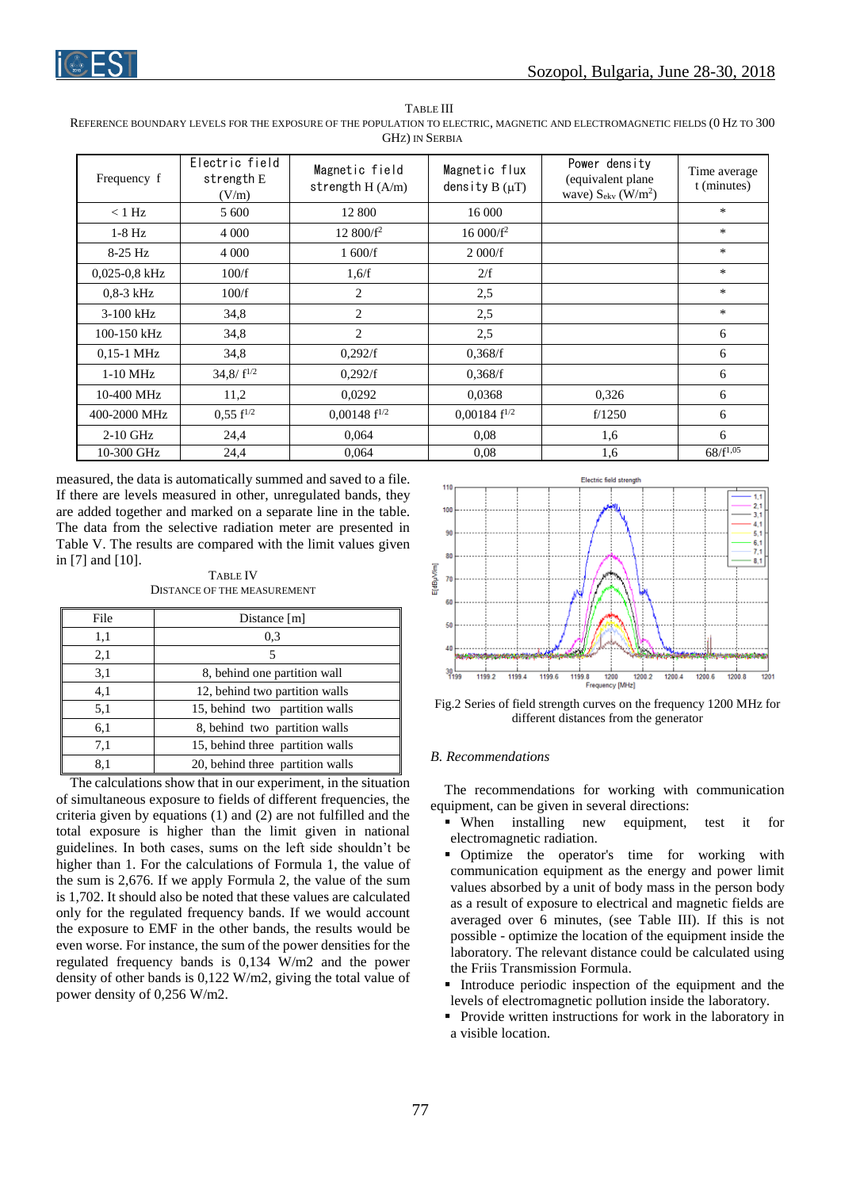TABLE III

REFERENCE BOUNDARY LEVELS FOR THE EXPOSURE OF THE POPULATION TO ELECTRIC, MAGNETIC AND ELECTROMAGNETIC FIELDS (0 HZ TO 300 GHZ) IN SERBIA

| Frequency f | Electric field strength E (V/m) | Magnetic field strength H (A/m) | Magnetic flux density B (μT) | Power density (equivalent plane wave) $S_{ekv}$ (W/m²) | Time average t (minutes) |
|---|---|---|---|---|---|
| < 1 Hz | 5 600 | 12 800 | 16 000 | | * |
| 1-8 Hz | 4 000 | 12 800/$f^2$ | 16 000/$f^2$ | | * |
| 8-25 Hz | 4 000 | 1 600/f | 2 000/f | | * |
| 0,025-0,8 kHz | 100/f | 1,6/f | 2/f | | * |
| 0,8-3 kHz | 100/f | 2 | 2,5 | | * |
| 3-100 kHz | 34,8 | 2 | 2,5 | | * |
| 100-150 kHz | 34,8 | 2 | 2,5 | | 6 |
| 0,15-1 MHz | 34,8 | 0,292/f | 0,368/f | | 6 |
| 1-10 MHz | 34,8/ $f^{1/2}$ | 0,292/f | 0,368/f | | 6 |
| 10-400 MHz | 11,2 | 0,0292 | 0,0368 | 0,326 | 6 |
| 400-2000 MHz | 0,55 $f^{1/2}$ | 0,00148 $f^{1/2}$ | 0,00184 $f^{1/2}$ | f/1250 | 6 |
| 2-10 GHz | 24,4 | 0,064 | 0,08 | 1,6 | 6 |
| 10-300 GHz | 24,4 | 0,064 | 0,08 | 1,6 | 68/$f^{1,05}$ |

measured, the data is automatically summed and saved to a file. If there are levels measured in other, unregulated bands, they are added together and marked on a separate line in the table. The data from the selective radiation meter are presented in Table V. The results are compared with the limit values given in [7] and [10].

TABLE IV

DISTANCE OF THE MEASUREMENT

| File | Distance [m] |
|---|---|
| 1,1 | 0,3 |
| 2,1 | 5 |
| 3,1 | 8, behind one partition wall |
| 4,1 | 12, behind two partition walls |
| 5,1 | 15, behind two partition walls |
| 6,1 | 8, behind two partition walls |
| 7,1 | 15, behind three partition walls |
| 8,1 | 20, behind three partition walls |

The calculations show that in our experiment, in the situation of simultaneous exposure to fields of different frequencies, the criteria given by equations (1) and (2) are not fulfilled and the total exposure is higher than the limit given in national guidelines. In both cases, sums on the left side shouldn't be higher than 1. For the calculations of Formula 1, the value of the sum is 2,676. If we apply Formula 2, the value of the sum is 1,702. It should also be noted that these values are calculated only for the regulated frequency bands. If we would account the exposure to EMF in the other bands, the results would be even worse. For instance, the sum of the power densities for the regulated frequency bands is 0,134 W/m2 and the power density of other bands is 0,122 W/m2, giving the total value of power density of 0,256 W/m2.

Fig.2 Series of field strength curves on the frequency 1200 MHz for different distances from the generator

### B. Recommendations

The recommendations for working with communication equipment, can be given in several directions:

- When installing new equipment, test it for electromagnetic radiation.
- Optimize the operator's time for working with communication equipment as the energy and power limit values absorbed by a unit of body mass in the person body as a result of exposure to electrical and magnetic fields are averaged over 6 minutes, (see Table III). If this is not possible - optimize the location of the equipment inside the laboratory. The relevant distance could be calculated using the Friis Transmission Formula.
- Introduce periodic inspection of the equipment and the levels of electromagnetic pollution inside the laboratory.
- Provide written instructions for work in the laboratory in a visible location.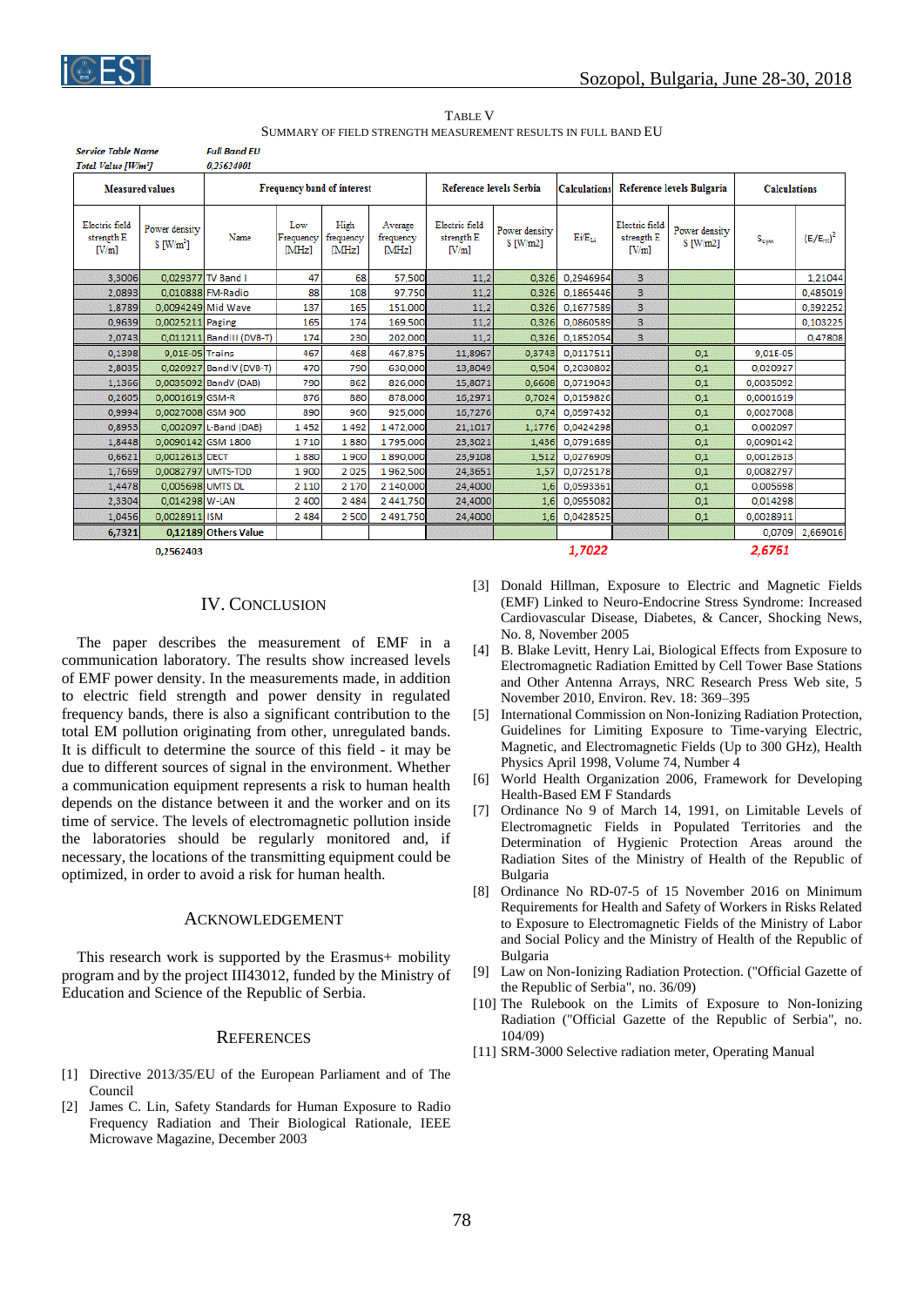TABLE V

SUMMARY OF FIELD STRENGTH MEASUREMENT RESULTS IN FULL BAND EU

*Service Table Name* *Full Band EU*

*Total Value [W/m²]* *0,25624001*

| Measured values | | Frequency band of interest | | | | Reference levels Serbia | | Calculations | Reference levels Bulgaria | | Calculations | |
|---|---|---|---|---|---|---|---|---|---|---|---|---|
| Electric field strength E [V/m] | Power density S [W/m²] | Name | Low Frequency [MHz] | High frequency [MHz] | Average frequency [MHz] | Electric field strength E [V/m] | Power density S [W/m2] | $E_i/E_{Li}$ | Electric field strength E [V/m] | Power density S [W/m2] | $S_{cym}$ | $(E/E_{Ti})^2$ |
| 3,3006 | 0,029377 | TV Band I | 47 | 68 | 57,500 | 11,2 | 0,326 | 0,2946964 | 3 | | | 1,21044 |
| 2,0893 | 0,010888 | FM-Radio | 88 | 108 | 97,750 | 11,2 | 0,326 | 0,1865446 | 3 | | | 0,485019 |
| 1,8789 | 0,0094249 | Mid Wave | 137 | 165 | 151,000 | 11,2 | 0,326 | 0,1677589 | 3 | | | 0,392252 |
| 0,9639 | 0,0025211 | Paging | 165 | 174 | 169,500 | 11,2 | 0,326 | 0,0860589 | 3 | | | 0,103225 |
| 2,0743 | 0,011211 | BandIII (DVB-T) | 174 | 230 | 202,000 | 11,2 | 0,326 | 0,1852054 | 3 | | | 0,47808 |
| 0,1398 | 9,01E-05 | Trains | 467 | 468 | 467,875 | 11,8967 | 0,3743 | 0,0117511 | | 0,1 | 9,01E-05 | |
| 2,8035 | 0,020927 | BandIV (DVB-T) | 470 | 790 | 630,000 | 13,8049 | 0,504 | 0,2030802 | | 0,1 | 0,020927 | |
| 1,1366 | 0,0035092 | BandV (DAB) | 790 | 862 | 826,000 | 15,8071 | 0,6608 | 0,0719043 | | 0,1 | 0,0035092 | |
| 0,2605 | 0,0001619 | GSM-R | 876 | 880 | 878,000 | 16,2971 | 0,7024 | 0,0159826 | | 0,1 | 0,0001619 | |
| 0,9994 | 0,0027008 | GSM 900 | 890 | 960 | 925,000 | 16,7276 | 0,74 | 0,0597432 | | 0,1 | 0,0027008 | |
| 0,8953 | 0,002097 | L-Band (DAB) | 1 452 | 1 492 | 1 472,000 | 21,1017 | 1,1776 | 0,0424298 | | 0,1 | 0,002097 | |
| 1,8448 | 0,0090142 | GSM 1800 | 1 710 | 1 880 | 1 795,000 | 23,3021 | 1,436 | 0,0791689 | | 0,1 | 0,0090142 | |
| 0,6621 | 0,0012613 | DECT | 1 880 | 1 900 | 1 890,000 | 23,9108 | 1,512 | 0,0276909 | | 0,1 | 0,0012613 | |
| 1,7669 | 0,0082797 | UMTS-TDD | 1 900 | 2 025 | 1 962,500 | 24,3651 | 1,57 | 0,0725178 | | 0,1 | 0,0082797 | |
| 1,4478 | 0,005698 | UMTS DL | 2 110 | 2 170 | 2 140,000 | 24,4000 | 1,6 | 0,0593361 | | 0,1 | 0,005698 | |
| 2,3304 | 0,014298 | W-LAN | 2 400 | 2 484 | 2 441,750 | 24,4000 | 1,6 | 0,0955082 | | 0,1 | 0,014298 | |
| 1,0456 | 0,0028911 | ISM | 2 484 | 2 500 | 2 491,750 | 24,4000 | 1,6 | 0,0428525 | | 0,1 | 0,0028911 | |
| **6,7321** | **0,12189** | **Others Value** | | | | | | | | | 0,0709 | 2,669016 |
| | 0,2562403 | | | | | | | *1,7022* | | | *2,6761* | |

## IV. CONCLUSION

The paper describes the measurement of EMF in a communication laboratory. The results show increased levels of EMF power density. In the measurements made, in addition to electric field strength and power density in regulated frequency bands, there is also a significant contribution to the total EM pollution originating from other, unregulated bands. It is difficult to determine the source of this field - it may be due to different sources of signal in the environment. Whether a communication equipment represents a risk to human health depends on the distance between it and the worker and on its time of service. The levels of electromagnetic pollution inside the laboratories should be regularly monitored and, if necessary, the locations of the transmitting equipment could be optimized, in order to avoid a risk for human health.

## ACKNOWLEDGEMENT

This research work is supported by the Erasmus+ mobility program and by the project III43012, funded by the Ministry of Education and Science of the Republic of Serbia.

## REFERENCES

[1] Directive 2013/35/EU of the European Parliament and of The Council

[2] James C. Lin, Safety Standards for Human Exposure to Radio Frequency Radiation and Their Biological Rationale, IEEE Microwave Magazine, December 2003

[3] Donald Hillman, Exposure to Electric and Magnetic Fields (EMF) Linked to Neuro-Endocrine Stress Syndrome: Increased Cardiovascular Disease, Diabetes, & Cancer, Shocking News, No. 8, November 2005

[4] B. Blake Levitt, Henry Lai, Biological Effects from Exposure to Electromagnetic Radiation Emitted by Cell Tower Base Stations and Other Antenna Arrays, NRC Research Press Web site, 5 November 2010, Environ. Rev. 18: 369–395

[5] International Commission on Non-Ionizing Radiation Protection, Guidelines for Limiting Exposure to Time-varying Electric, Magnetic, and Electromagnetic Fields (Up to 300 GHz), Health Physics April 1998, Volume 74, Number 4

[6] World Health Organization 2006, Framework for Developing Health-Based EM F Standards

[7] Ordinance No 9 of March 14, 1991, on Limitable Levels of Electromagnetic Fields in Populated Territories and the Determination of Hygienic Protection Areas around the Radiation Sites of the Ministry of Health of the Republic of Bulgaria

[8] Ordinance No RD-07-5 of 15 November 2016 on Minimum Requirements for Health and Safety of Workers in Risks Related to Exposure to Electromagnetic Fields of the Ministry of Labor and Social Policy and the Ministry of Health of the Republic of Bulgaria

[9] Law on Non-Ionizing Radiation Protection. ("Official Gazette of the Republic of Serbia", no. 36/09)

[10] The Rulebook on the Limits of Exposure to Non-Ionizing Radiation ("Official Gazette of the Republic of Serbia", no. 104/09)

[11] SRM-3000 Selective radiation meter, Operating Manual